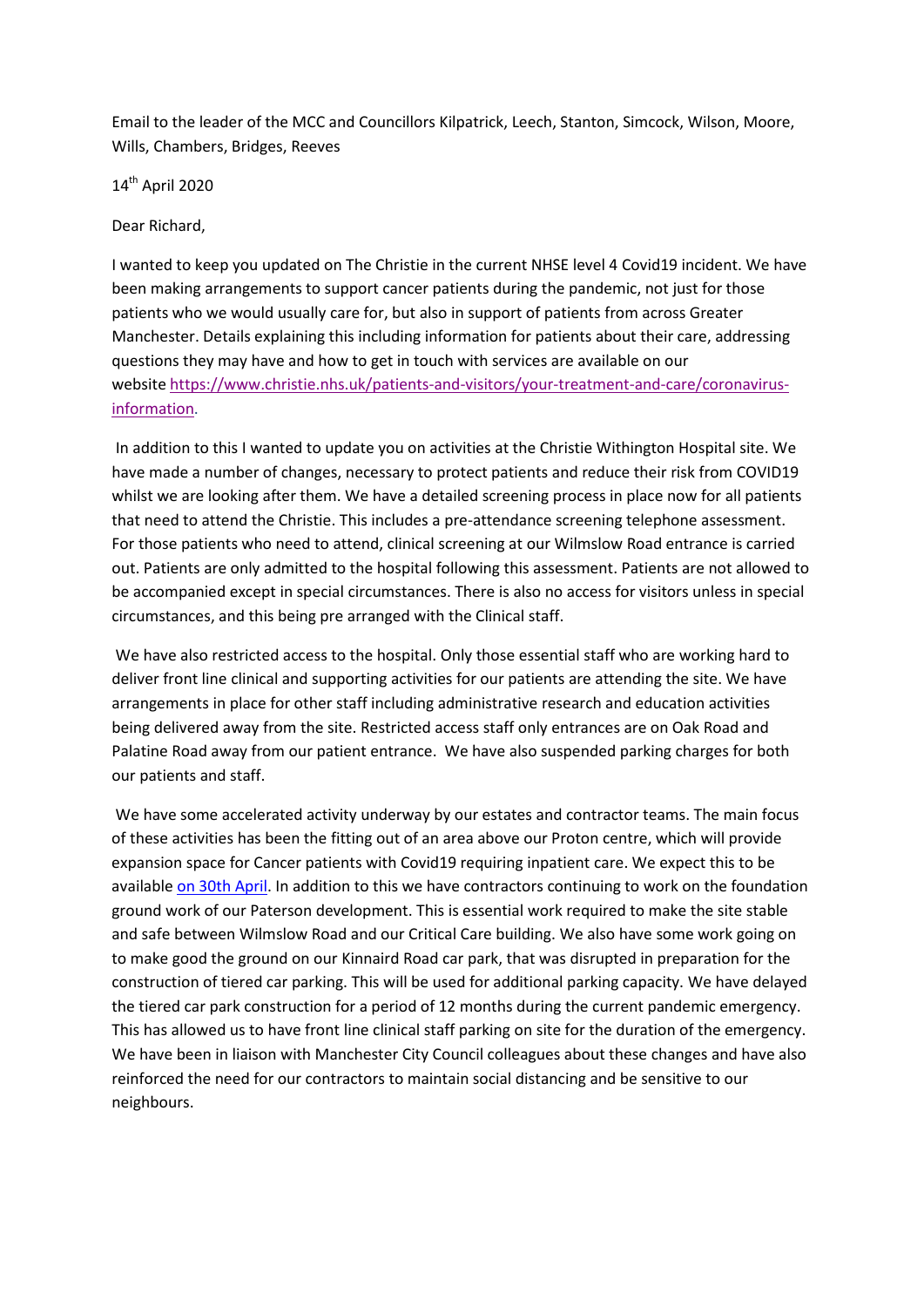Email to the leader of the MCC and Councillors Kilpatrick, Leech, Stanton, Simcock, Wilson, Moore, Wills, Chambers, Bridges, Reeves

14th April 2020

Dear Richard,

I wanted to keep you updated on The Christie in the current NHSE level 4 Covid19 incident. We have been making arrangements to support cancer patients during the pandemic, not just for those patients who we would usually care for, but also in support of patients from across Greater Manchester. Details explaining this including information for patients about their care, addressing questions they may have and how to get in touch with services are available on our website [https://www.christie.nhs.uk/patients-and-visitors/your-treatment-and-care/coronavirus-information](https://www.christie.nhs.uk/patients-and-visitors/your-treatment-and-care/coronavirus-information).

In addition to this I wanted to update you on activities at the Christie Withington Hospital site. We have made a number of changes, necessary to protect patients and reduce their risk from COVID19 whilst we are looking after them. We have a detailed screening process in place now for all patients that need to attend the Christie. This includes a pre-attendance screening telephone assessment. For those patients who need to attend, clinical screening at our Wilmslow Road entrance is carried out. Patients are only admitted to the hospital following this assessment. Patients are not allowed to be accompanied except in special circumstances. There is also no access for visitors unless in special circumstances, and this being pre arranged with the Clinical staff.

We have also restricted access to the hospital. Only those essential staff who are working hard to deliver front line clinical and supporting activities for our patients are attending the site. We have arrangements in place for other staff including administrative research and education activities being delivered away from the site. Restricted access staff only entrances are on Oak Road and Palatine Road away from our patient entrance. We have also suspended parking charges for both our patients and staff.

We have some accelerated activity underway by our estates and contractor teams. The main focus of these activities has been the fitting out of an area above our Proton centre, which will provide expansion space for Cancer patients with Covid19 requiring inpatient care. We expect this to be available on 30th April. In addition to this we have contractors continuing to work on the foundation ground work of our Paterson development. This is essential work required to make the site stable and safe between Wilmslow Road and our Critical Care building. We also have some work going on to make good the ground on our Kinnaird Road car park, that was disrupted in preparation for the construction of tiered car parking. This will be used for additional parking capacity. We have delayed the tiered car park construction for a period of 12 months during the current pandemic emergency. This has allowed us to have front line clinical staff parking on site for the duration of the emergency. We have been in liaison with Manchester City Council colleagues about these changes and have also reinforced the need for our contractors to maintain social distancing and be sensitive to our neighbours.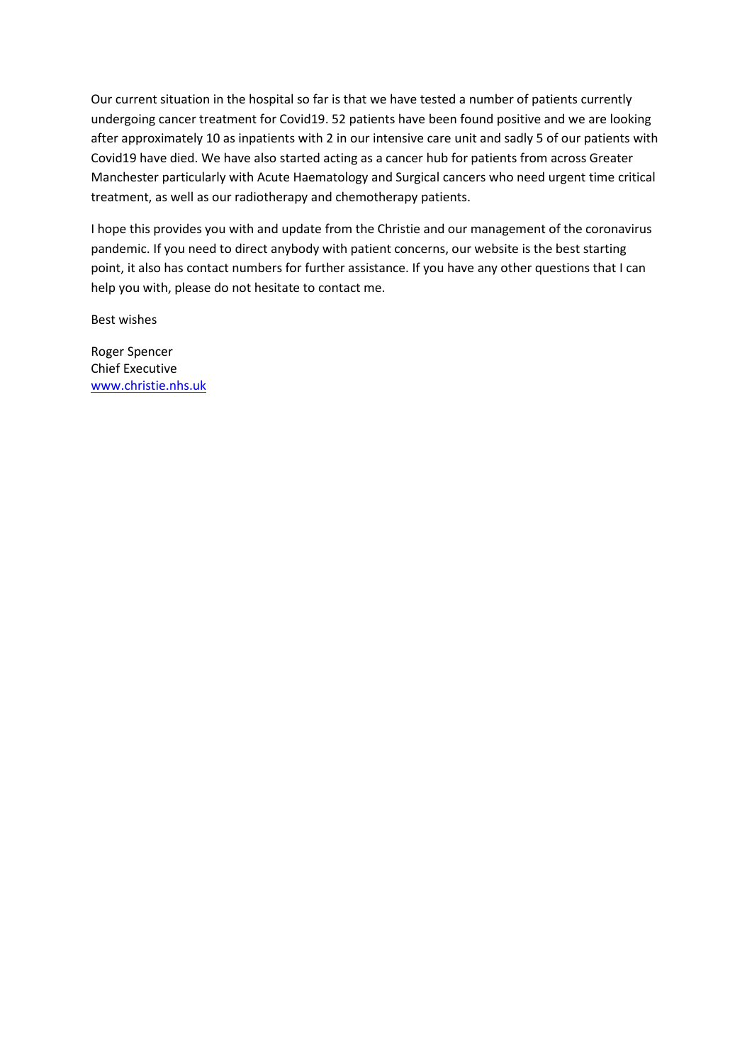Our current situation in the hospital so far is that we have tested a number of patients currently undergoing cancer treatment for Covid19. 52 patients have been found positive and we are looking after approximately 10 as inpatients with 2 in our intensive care unit and sadly 5 of our patients with Covid19 have died. We have also started acting as a cancer hub for patients from across Greater Manchester particularly with Acute Haematology and Surgical cancers who need urgent time critical treatment, as well as our radiotherapy and chemotherapy patients.

I hope this provides you with and update from the Christie and our management of the coronavirus pandemic. If you need to direct anybody with patient concerns, our website is the best starting point, it also has contact numbers for further assistance. If you have any other questions that I can help you with, please do not hesitate to contact me.

Best wishes

Roger Spencer
Chief Executive
[www.christie.nhs.uk](http://www.christie.nhs.uk)